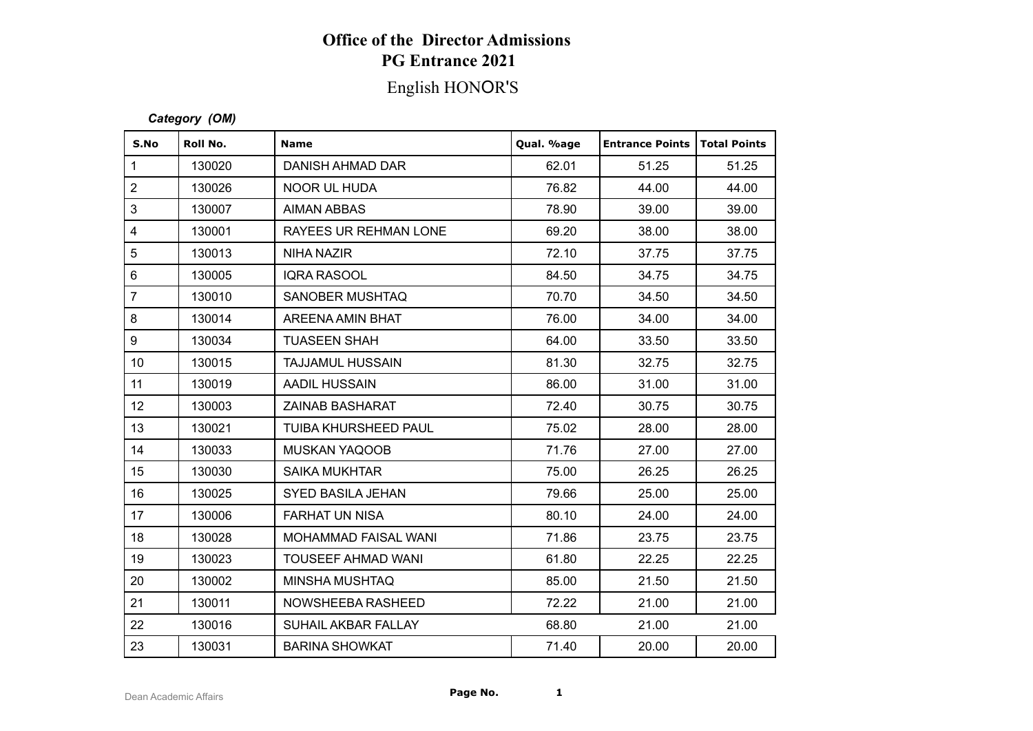# Office of the Director Admissions
## PG Entrance 2021
### English HONOR'S

***Category (OM)***

| S.No | Roll No. | Name | Qual. %age | Entrance Points | Total Points |
|---|---|---|---|---|---|
| 1 | 130020 | DANISH AHMAD DAR | 62.01 | 51.25 | 51.25 |
| 2 | 130026 | NOOR UL HUDA | 76.82 | 44.00 | 44.00 |
| 3 | 130007 | AIMAN ABBAS | 78.90 | 39.00 | 39.00 |
| 4 | 130001 | RAYEES UR REHMAN LONE | 69.20 | 38.00 | 38.00 |
| 5 | 130013 | NIHA NAZIR | 72.10 | 37.75 | 37.75 |
| 6 | 130005 | IQRA RASOOL | 84.50 | 34.75 | 34.75 |
| 7 | 130010 | SANOBER MUSHTAQ | 70.70 | 34.50 | 34.50 |
| 8 | 130014 | AREENA AMIN BHAT | 76.00 | 34.00 | 34.00 |
| 9 | 130034 | TUASEEN SHAH | 64.00 | 33.50 | 33.50 |
| 10 | 130015 | TAJJAMUL HUSSAIN | 81.30 | 32.75 | 32.75 |
| 11 | 130019 | AADIL HUSSAIN | 86.00 | 31.00 | 31.00 |
| 12 | 130003 | ZAINAB BASHARAT | 72.40 | 30.75 | 30.75 |
| 13 | 130021 | TUIBA KHURSHEED PAUL | 75.02 | 28.00 | 28.00 |
| 14 | 130033 | MUSKAN YAQOOB | 71.76 | 27.00 | 27.00 |
| 15 | 130030 | SAIKA MUKHTAR | 75.00 | 26.25 | 26.25 |
| 16 | 130025 | SYED BASILA JEHAN | 79.66 | 25.00 | 25.00 |
| 17 | 130006 | FARHAT UN NISA | 80.10 | 24.00 | 24.00 |
| 18 | 130028 | MOHAMMAD FAISAL WANI | 71.86 | 23.75 | 23.75 |
| 19 | 130023 | TOUSEEF AHMAD WANI | 61.80 | 22.25 | 22.25 |
| 20 | 130002 | MINSHA MUSHTAQ | 85.00 | 21.50 | 21.50 |
| 21 | 130011 | NOWSHEEBA RASHEED | 72.22 | 21.00 | 21.00 |
| 22 | 130016 | SUHAIL AKBAR FALLAY | 68.80 | 21.00 | 21.00 |
| 23 | 130031 | BARINA SHOWKAT | 71.40 | 20.00 | 20.00 |

Dean Academic Affairs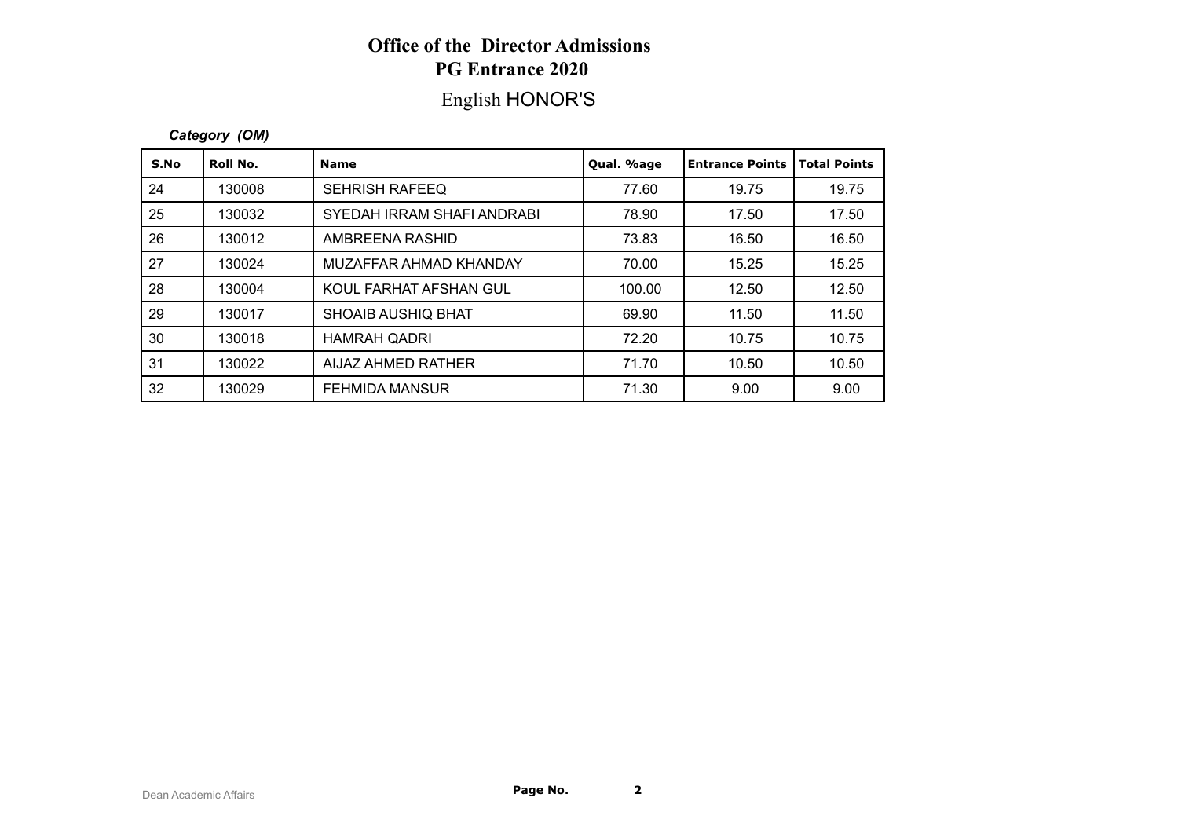# Office of the Director Admissions
## PG Entrance 2020
## English HONOR'S

***Category (OM)***

| S.No | Roll No. | Name | Qual. %age | Entrance Points | Total Points |
|---|---|---|---|---|---|
| 24 | 130008 | SEHRISH RAFEEQ | 77.60 | 19.75 | 19.75 |
| 25 | 130032 | SYEDAH IRRAM SHAFI ANDRABI | 78.90 | 17.50 | 17.50 |
| 26 | 130012 | AMBREENA RASHID | 73.83 | 16.50 | 16.50 |
| 27 | 130024 | MUZAFFAR AHMAD KHANDAY | 70.00 | 15.25 | 15.25 |
| 28 | 130004 | KOUL FARHAT AFSHAN GUL | 100.00 | 12.50 | 12.50 |
| 29 | 130017 | SHOAIB AUSHIQ BHAT | 69.90 | 11.50 | 11.50 |
| 30 | 130018 | HAMRAH QADRI | 72.20 | 10.75 | 10.75 |
| 31 | 130022 | AIJAZ AHMED RATHER | 71.70 | 10.50 | 10.50 |
| 32 | 130029 | FEHMIDA MANSUR | 71.30 | 9.00 | 9.00 |

Dean Academic Affairs